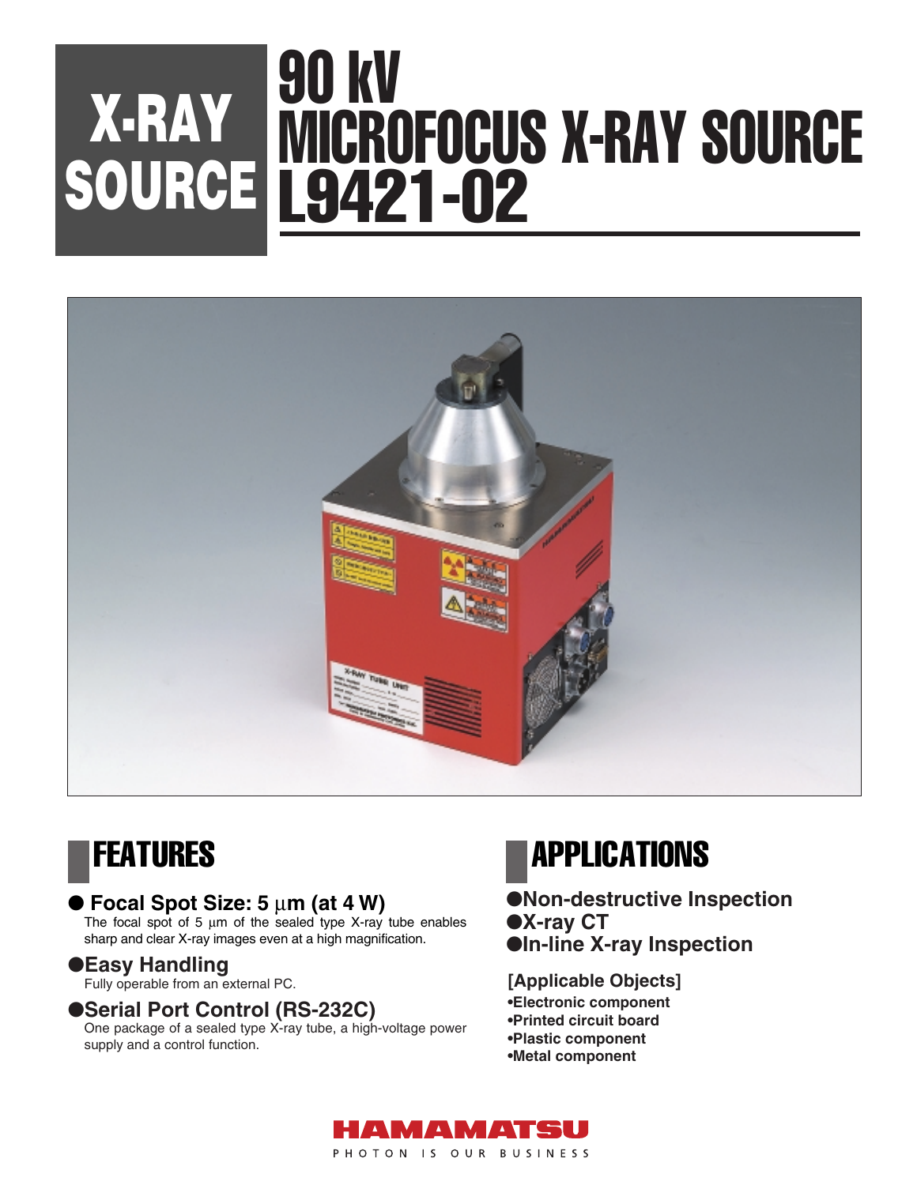# X-RAY SOURCE

# 90 kV MICROFOCUS X-RAY SOURCE L9421-02

## FEATURES

● **Focal Spot Size: 5 µm (at 4 W)**
The focal spot of 5 µm of the sealed type X-ray tube enables sharp and clear X-ray images even at a high magnification.

● **Easy Handling**
Fully operable from an external PC.

● **Serial Port Control (RS-232C)**
One package of a sealed type X-ray tube, a high-voltage power supply and a control function.

## APPLICATIONS

● **Non-destructive Inspection**
● **X-ray CT**
● **In-line X-ray Inspection**

**[Applicable Objects]**

- **Electronic component**
- **Printed circuit board**
- **Plastic component**
- **Metal component**

HAMAMATSU
PHOTON IS OUR BUSINESS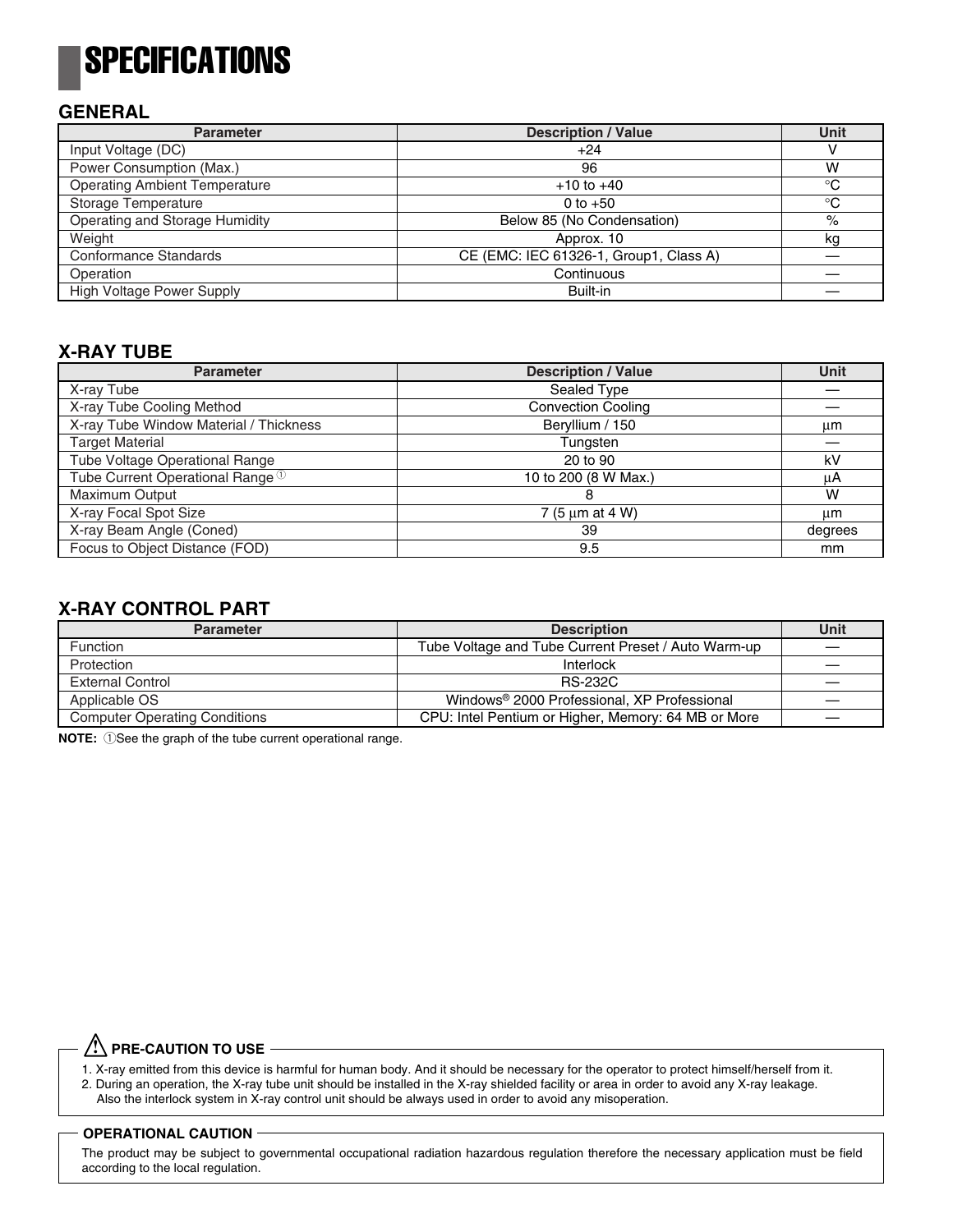# SPECIFICATIONS

## GENERAL

| Parameter | Description / Value | Unit |
|---|---|---|
| Input Voltage (DC) | +24 | V |
| Power Consumption (Max.) | 96 | W |
| Operating Ambient Temperature | +10 to +40 | °C |
| Storage Temperature | 0 to +50 | °C |
| Operating and Storage Humidity | Below 85 (No Condensation) | % |
| Weight | Approx. 10 | kg |
| Conformance Standards | CE (EMC: IEC 61326-1, Group1, Class A) | — |
| Operation | Continuous | — |
| High Voltage Power Supply | Built-in | — |

## X-RAY TUBE

| Parameter | Description / Value | Unit |
|---|---|---|
| X-ray Tube | Sealed Type | — |
| X-ray Tube Cooling Method | Convection Cooling | — |
| X-ray Tube Window Material / Thickness | Beryllium / 150 | μm |
| Target Material | Tungsten | — |
| Tube Voltage Operational Range | 20 to 90 | kV |
| Tube Current Operational Range ① | 10 to 200 (8 W Max.) | μA |
| Maximum Output | 8 | W |
| X-ray Focal Spot Size | 7 (5 μm at 4 W) | μm |
| X-ray Beam Angle (Coned) | 39 | degrees |
| Focus to Object Distance (FOD) | 9.5 | mm |

## X-RAY CONTROL PART

| Parameter | Description | Unit |
|---|---|---|
| Function | Tube Voltage and Tube Current Preset / Auto Warm-up | — |
| Protection | Interlock | — |
| External Control | RS-232C | — |
| Applicable OS | Windows® 2000 Professional, XP Professional | — |
| Computer Operating Conditions | CPU: Intel Pentium or Higher, Memory: 64 MB or More | — |

**NOTE:** ①See the graph of the tube current operational range.

### ⚠ PRE-CAUTION TO USE

1. X-ray emitted from this device is harmful for human body. And it should be necessary for the operator to protect himself/herself from it.
2. During an operation, the X-ray tube unit should be installed in the X-ray shielded facility or area in order to avoid any X-ray leakage. Also the interlock system in X-ray control unit should be always used in order to avoid any misoperation.

### OPERATIONAL CAUTION

The product may be subject to governmental occupational radiation hazardous regulation therefore the necessary application must be field according to the local regulation.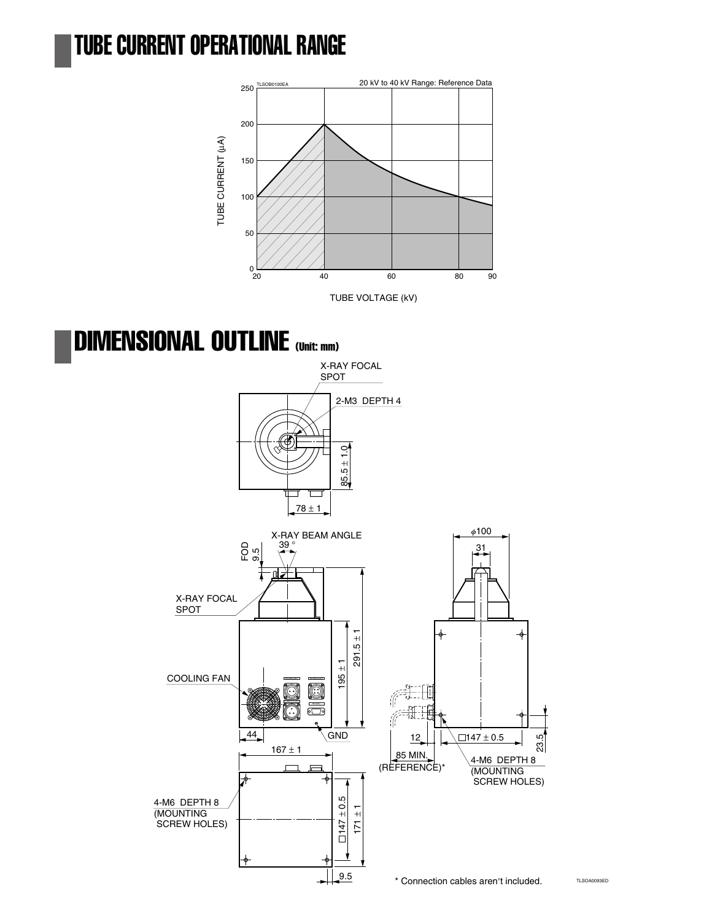# TUBE CURRENT OPERATIONAL RANGE

TLSOB0100EA

20 kV to 40 kV Range: Reference Data

TUBE CURRENT (μA)

250
200
150
100
50
0

20
40
60
80
90

TUBE VOLTAGE (kV)

# DIMENSIONAL OUTLINE (Unit: mm)

X-RAY FOCAL SPOT

2-M3 DEPTH 4

85.5 ± 1.0

78 ± 1

X-RAY BEAM ANGLE
39 °

FOD
9.5

X-RAY FOCAL SPOT

COOLING FAN

44

GND

195 ± 1

291.5 ± 1

167 ± 1

4-M6 DEPTH 8
(MOUNTING SCREW HOLES)

□147 ± 0.5

171 ± 1

9.5

φ100

31

12

85 MIN.
(REFERENCE)*

□147 ± 0.5

23.5

4-M6 DEPTH 8
(MOUNTING SCREW HOLES)

* Connection cables aren't included.

TLSOA0093ED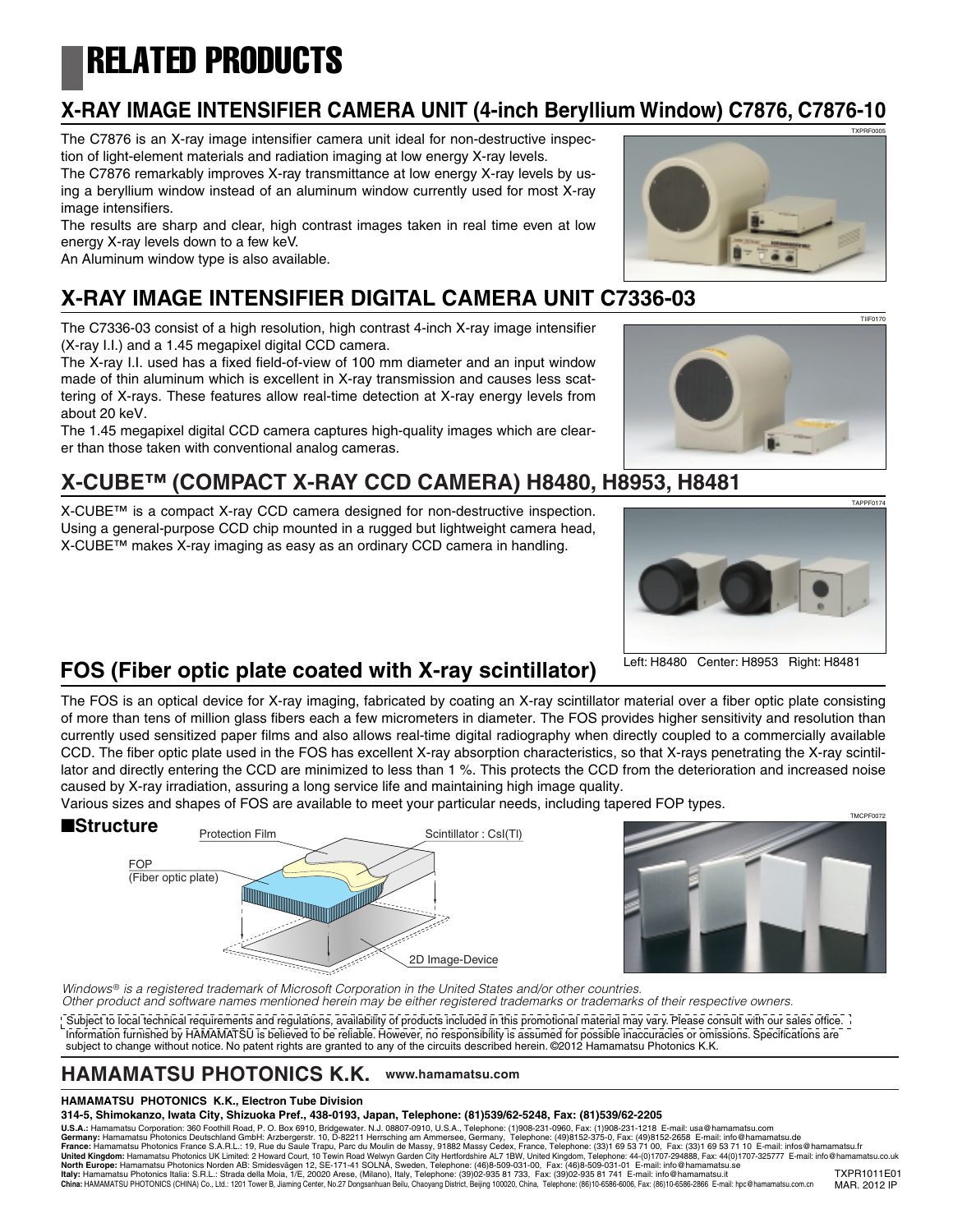# RELATED PRODUCTS

## X-RAY IMAGE INTENSIFIER CAMERA UNIT (4-inch Beryllium Window) C7876, C7876-10

The C7876 is an X-ray image intensifier camera unit ideal for non-destructive inspection of light-element materials and radiation imaging at low energy X-ray levels.

The C7876 remarkably improves X-ray transmittance at low energy X-ray levels by using a beryllium window instead of an aluminum window currently used for most X-ray image intensifiers.

The results are sharp and clear, high contrast images taken in real time even at low energy X-ray levels down to a few keV.

An Aluminum window type is also available.

TXPRF0005

## X-RAY IMAGE INTENSIFIER DIGITAL CAMERA UNIT C7336-03

The C7336-03 consist of a high resolution, high contrast 4-inch X-ray image intensifier (X-ray I.I.) and a 1.45 megapixel digital CCD camera.

The X-ray I.I. used has a fixed field-of-view of 100 mm diameter and an input window made of thin aluminum which is excellent in X-ray transmission and causes less scattering of X-rays. These features allow real-time detection at X-ray energy levels from about 20 keV.

The 1.45 megapixel digital CCD camera captures high-quality images which are clearer than those taken with conventional analog cameras.

TIIF0170

## X-CUBE™ (COMPACT X-RAY CCD CAMERA) H8480, H8953, H8481

X-CUBE™ is a compact X-ray CCD camera designed for non-destructive inspection. Using a general-purpose CCD chip mounted in a rugged but lightweight camera head, X-CUBE™ makes X-ray imaging as easy as an ordinary CCD camera in handling.

TAPPF0174

Left: H8480 Center: H8953 Right: H8481

## FOS (Fiber optic plate coated with X-ray scintillator)

The FOS is an optical device for X-ray imaging, fabricated by coating an X-ray scintillator material over a fiber optic plate consisting of more than tens of million glass fibers each a few micrometers in diameter. The FOS provides higher sensitivity and resolution than currently used sensitized paper films and also allows real-time digital radiography when directly coupled to a commercially available CCD. The fiber optic plate used in the FOS has excellent X-ray absorption characteristics, so that X-rays penetrating the X-ray scintillator and directly entering the CCD are minimized to less than 1 %. This protects the CCD from the deterioration and increased noise caused by X-ray irradiation, assuring a long service life and maintaining high image quality.

Various sizes and shapes of FOS are available to meet your particular needs, including tapered FOP types.

### ■Structure

Protection Film

Scintillator : CsI(Tl)

FOP
(Fiber optic plate)

2D Image-Device

TMCPF0072

*Windows® is a registered trademark of Microsoft Corporation in the United States and/or other countries.*
*Other product and software names mentioned herein may be either registered trademarks or trademarks of their respective owners.*

Subject to local technical requirements and regulations, availability of products included in this promotional material may vary. Please consult with our sales office.
Information furnished by HAMAMATSU is believed to be reliable. However, no responsibility is assumed for possible inaccuracies or omissions. Specifications are subject to change without notice. No patent rights are granted to any of the circuits described herein. ©2012 Hamamatsu Photonics K.K.

**HAMAMATSU PHOTONICS K.K.** www.hamamatsu.com

**HAMAMATSU PHOTONICS K.K., Electron Tube Division**
**314-5, Shimokanzo, Iwata City, Shizuoka Pref., 438-0193, Japan, Telephone: (81)539/62-5248, Fax: (81)539/62-2205**

**U.S.A.:** Hamamatsu Corporation: 360 Foothill Road, P. O. Box 6910, Bridgewater. N.J. 08807-0910, U.S.A., Telephone: (1)908-231-0960, Fax: (1)908-231-1218 E-mail: usa@hamamatsu.com
**Germany:** Hamamatsu Photonics Deutschland GmbH: Arzbergerstr. 10, D-82211 Herrsching am Ammersee, Germany, Telephone: (49)8152-375-0, Fax: (49)8152-2658 E-mail: info@hamamatsu.de
**France:** Hamamatsu Photonics France S.A.R.L.: 19, Rue du Saule Trapu, Parc du Moulin de Massy, 91882 Massy Cedex, France, Telephone: (33)1 69 53 71 00, Fax: (33)1 69 53 71 10 E-mail: infos@hamamatsu.fr
**United Kingdom:** Hamamatsu Photonics UK Limited: 2 Howard Court, 10 Tewin Road Welwyn Garden City Hertfordshire AL7 1BW, United Kingdom, Telephone: 44-(0)1707-294888, Fax: 44(0)1707-325777 E-mail: info@hamamatsu.co.uk
**North Europe:** Hamamatsu Photonics Norden AB: Smidesvägen 12, SE-171-41 SOLNA, Sweden, Telephone: (46)8-509-031-00, Fax: (46)8-509-031-01 E-mail: info@hamamatsu.se
**Italy:** Hamamatsu Photonics Italia: S.R.L.: Strada della Moia, 1/E, 20020 Arese, (Milano), Italy, Telephone: (39)02-935 81 733, Fax: (39)02-935 81 741 E-mail: info@hamamatsu.it
**China:** HAMAMATSU PHOTONICS (CHINA) Co., Ltd.: 1201 Tower B, Jiaming Center, No.27 Dongsanhuan Beilu, Chaoyang District, Beijing 100020, China, Telephone: (86)10-6586-6006, Fax: (86)10-6586-2866 E-mail: hpc@hamamatsu.com.cn

TXPR1011E01
MAR. 2012 IP